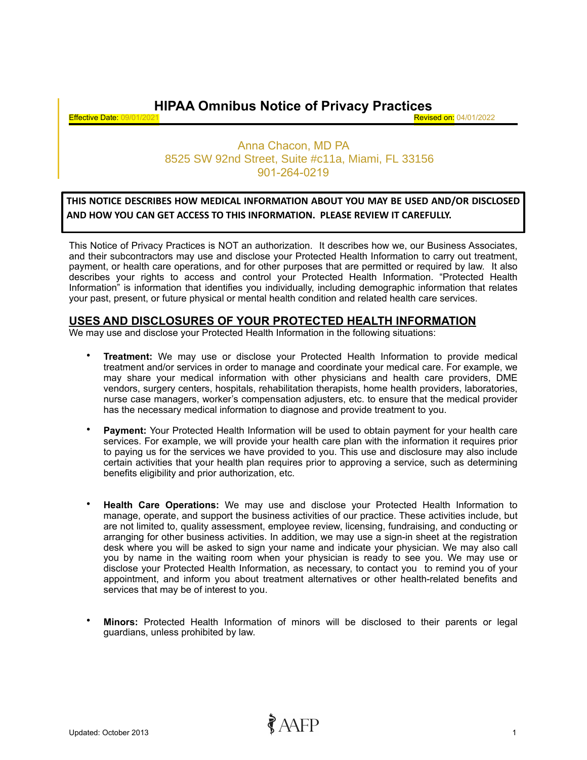# HIPAA Omnibus Notice of Privacy Practices

Effective Date: 09/01/2021 Revised on: 04/01/2022

Anna Chacon, MD PA
8525 SW 92nd Street, Suite #c11a, Miami, FL 33156
901-264-0219

**THIS NOTICE DESCRIBES HOW MEDICAL INFORMATION ABOUT YOU MAY BE USED AND/OR DISCLOSED AND HOW YOU CAN GET ACCESS TO THIS INFORMATION. PLEASE REVIEW IT CAREFULLY.**

This Notice of Privacy Practices is NOT an authorization. It describes how we, our Business Associates, and their subcontractors may use and disclose your Protected Health Information to carry out treatment, payment, or health care operations, and for other purposes that are permitted or required by law. It also describes your rights to access and control your Protected Health Information. "Protected Health Information" is information that identifies you individually, including demographic information that relates your past, present, or future physical or mental health condition and related health care services.

## USES AND DISCLOSURES OF YOUR PROTECTED HEALTH INFORMATION

We may use and disclose your Protected Health Information in the following situations:

- **Treatment:** We may use or disclose your Protected Health Information to provide medical treatment and/or services in order to manage and coordinate your medical care. For example, we may share your medical information with other physicians and health care providers, DME vendors, surgery centers, hospitals, rehabilitation therapists, home health providers, laboratories, nurse case managers, worker's compensation adjusters, etc. to ensure that the medical provider has the necessary medical information to diagnose and provide treatment to you.

- **Payment:** Your Protected Health Information will be used to obtain payment for your health care services. For example, we will provide your health care plan with the information it requires prior to paying us for the services we have provided to you. This use and disclosure may also include certain activities that your health plan requires prior to approving a service, such as determining benefits eligibility and prior authorization, etc.

- **Health Care Operations:** We may use and disclose your Protected Health Information to manage, operate, and support the business activities of our practice. These activities include, but are not limited to, quality assessment, employee review, licensing, fundraising, and conducting or arranging for other business activities. In addition, we may use a sign-in sheet at the registration desk where you will be asked to sign your name and indicate your physician. We may also call you by name in the waiting room when your physician is ready to see you. We may use or disclose your Protected Health Information, as necessary, to contact you to remind you of your appointment, and inform you about treatment alternatives or other health-related benefits and services that may be of interest to you.

- **Minors:** Protected Health Information of minors will be disclosed to their parents or legal guardians, unless prohibited by law.

Updated: October 2013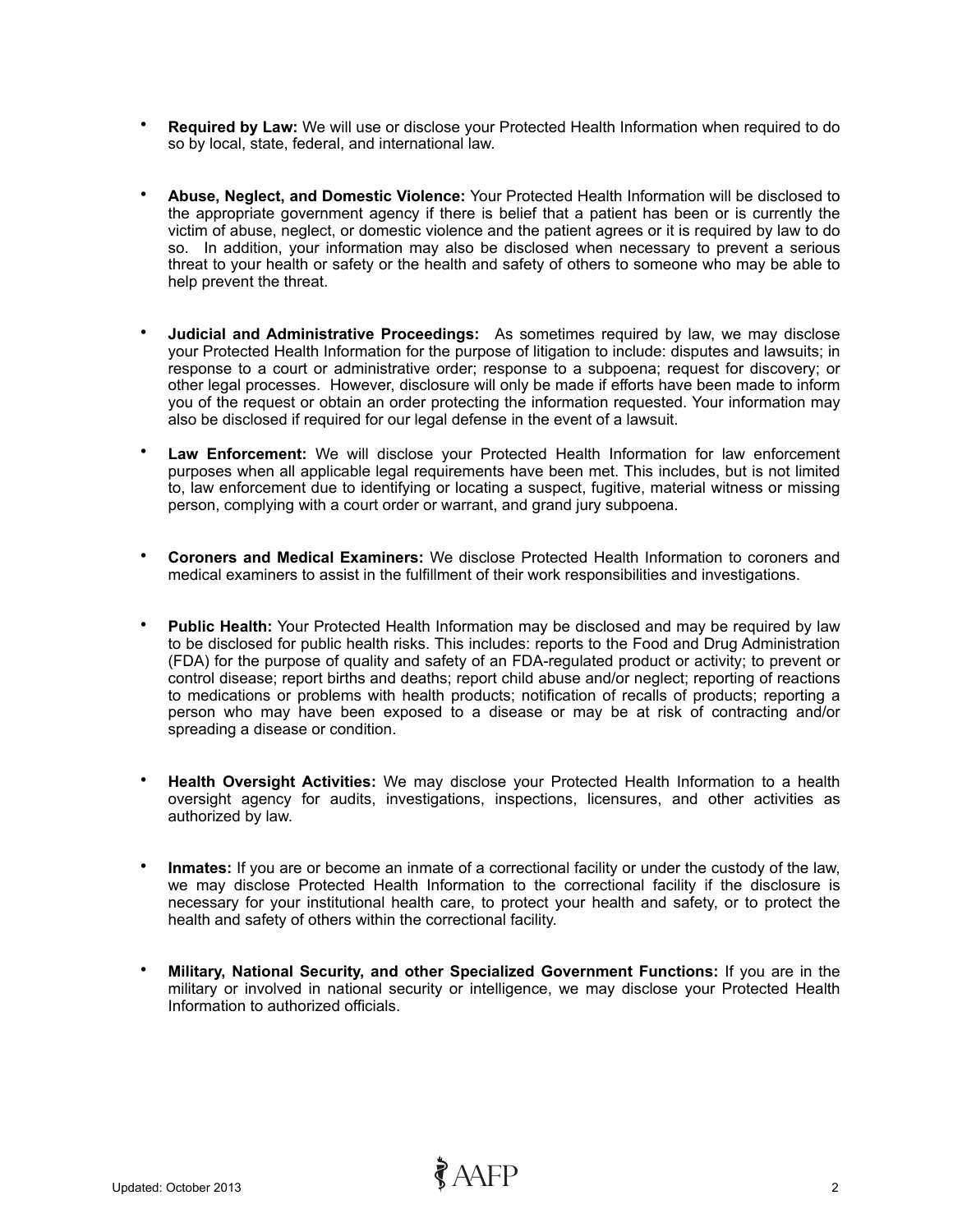- **Required by Law:** We will use or disclose your Protected Health Information when required to do so by local, state, federal, and international law.

- **Abuse, Neglect, and Domestic Violence:** Your Protected Health Information will be disclosed to the appropriate government agency if there is belief that a patient has been or is currently the victim of abuse, neglect, or domestic violence and the patient agrees or it is required by law to do so. In addition, your information may also be disclosed when necessary to prevent a serious threat to your health or safety or the health and safety of others to someone who may be able to help prevent the threat.

- **Judicial and Administrative Proceedings:** As sometimes required by law, we may disclose your Protected Health Information for the purpose of litigation to include: disputes and lawsuits; in response to a court or administrative order; response to a subpoena; request for discovery; or other legal processes. However, disclosure will only be made if efforts have been made to inform you of the request or obtain an order protecting the information requested. Your information may also be disclosed if required for our legal defense in the event of a lawsuit.

- **Law Enforcement:** We will disclose your Protected Health Information for law enforcement purposes when all applicable legal requirements have been met. This includes, but is not limited to, law enforcement due to identifying or locating a suspect, fugitive, material witness or missing person, complying with a court order or warrant, and grand jury subpoena.

- **Coroners and Medical Examiners:** We disclose Protected Health Information to coroners and medical examiners to assist in the fulfillment of their work responsibilities and investigations.

- **Public Health:** Your Protected Health Information may be disclosed and may be required by law to be disclosed for public health risks. This includes: reports to the Food and Drug Administration (FDA) for the purpose of quality and safety of an FDA-regulated product or activity; to prevent or control disease; report births and deaths; report child abuse and/or neglect; reporting of reactions to medications or problems with health products; notification of recalls of products; reporting a person who may have been exposed to a disease or may be at risk of contracting and/or spreading a disease or condition.

- **Health Oversight Activities:** We may disclose your Protected Health Information to a health oversight agency for audits, investigations, inspections, licensures, and other activities as authorized by law.

- **Inmates:** If you are or become an inmate of a correctional facility or under the custody of the law, we may disclose Protected Health Information to the correctional facility if the disclosure is necessary for your institutional health care, to protect your health and safety, or to protect the health and safety of others within the correctional facility.

- **Military, National Security, and other Specialized Government Functions:** If you are in the military or involved in national security or intelligence, we may disclose your Protected Health Information to authorized officials.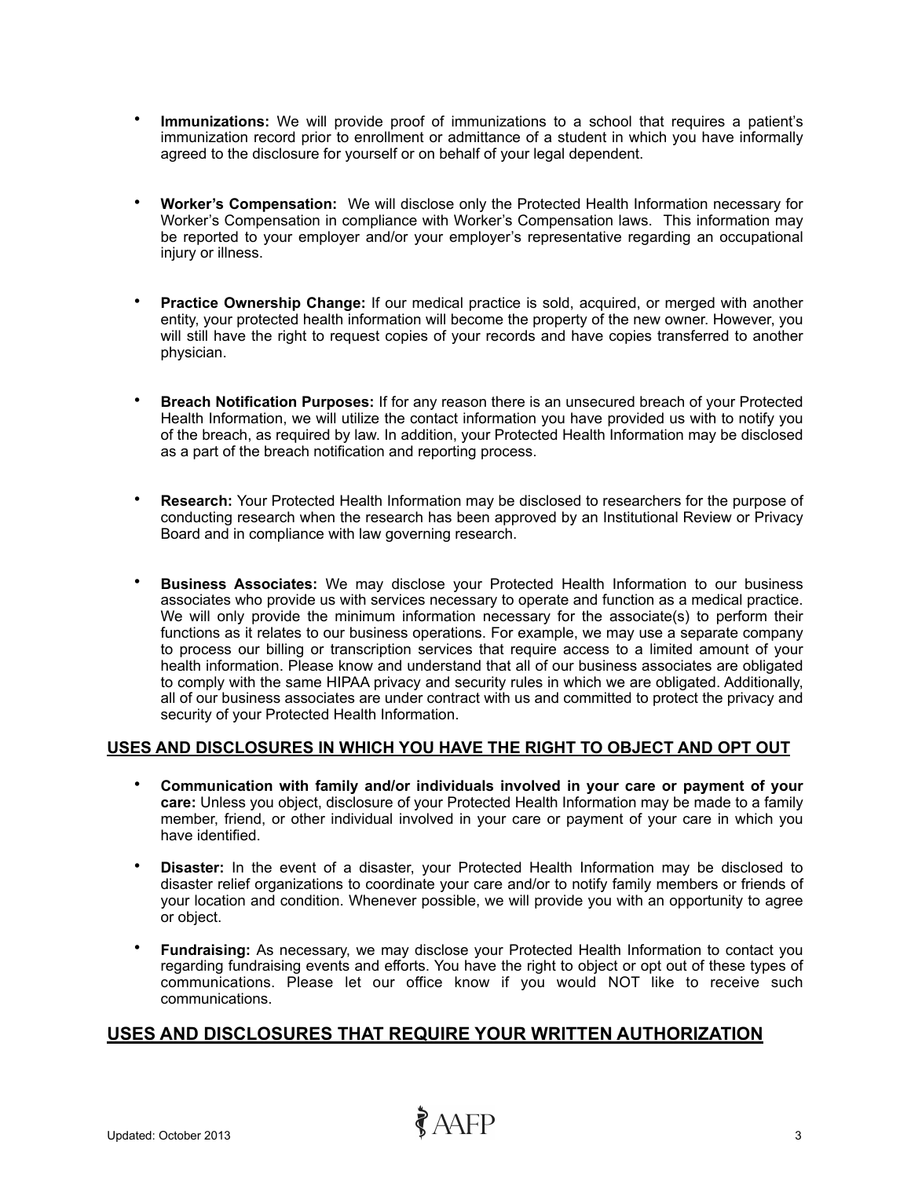- **Immunizations:** We will provide proof of immunizations to a school that requires a patient's immunization record prior to enrollment or admittance of a student in which you have informally agreed to the disclosure for yourself or on behalf of your legal dependent.

- **Worker's Compensation:** We will disclose only the Protected Health Information necessary for Worker's Compensation in compliance with Worker's Compensation laws. This information may be reported to your employer and/or your employer's representative regarding an occupational injury or illness.

- **Practice Ownership Change:** If our medical practice is sold, acquired, or merged with another entity, your protected health information will become the property of the new owner. However, you will still have the right to request copies of your records and have copies transferred to another physician.

- **Breach Notification Purposes:** If for any reason there is an unsecured breach of your Protected Health Information, we will utilize the contact information you have provided us with to notify you of the breach, as required by law. In addition, your Protected Health Information may be disclosed as a part of the breach notification and reporting process.

- **Research:** Your Protected Health Information may be disclosed to researchers for the purpose of conducting research when the research has been approved by an Institutional Review or Privacy Board and in compliance with law governing research.

- **Business Associates:** We may disclose your Protected Health Information to our business associates who provide us with services necessary to operate and function as a medical practice. We will only provide the minimum information necessary for the associate(s) to perform their functions as it relates to our business operations. For example, we may use a separate company to process our billing or transcription services that require access to a limited amount of your health information. Please know and understand that all of our business associates are obligated to comply with the same HIPAA privacy and security rules in which we are obligated. Additionally, all of our business associates are under contract with us and committed to protect the privacy and security of your Protected Health Information.

## USES AND DISCLOSURES IN WHICH YOU HAVE THE RIGHT TO OBJECT AND OPT OUT

- **Communication with family and/or individuals involved in your care or payment of your care:** Unless you object, disclosure of your Protected Health Information may be made to a family member, friend, or other individual involved in your care or payment of your care in which you have identified.

- **Disaster:** In the event of a disaster, your Protected Health Information may be disclosed to disaster relief organizations to coordinate your care and/or to notify family members or friends of your location and condition. Whenever possible, we will provide you with an opportunity to agree or object.

- **Fundraising:** As necessary, we may disclose your Protected Health Information to contact you regarding fundraising events and efforts. You have the right to object or opt out of these types of communications. Please let our office know if you would NOT like to receive such communications.

## USES AND DISCLOSURES THAT REQUIRE YOUR WRITTEN AUTHORIZATION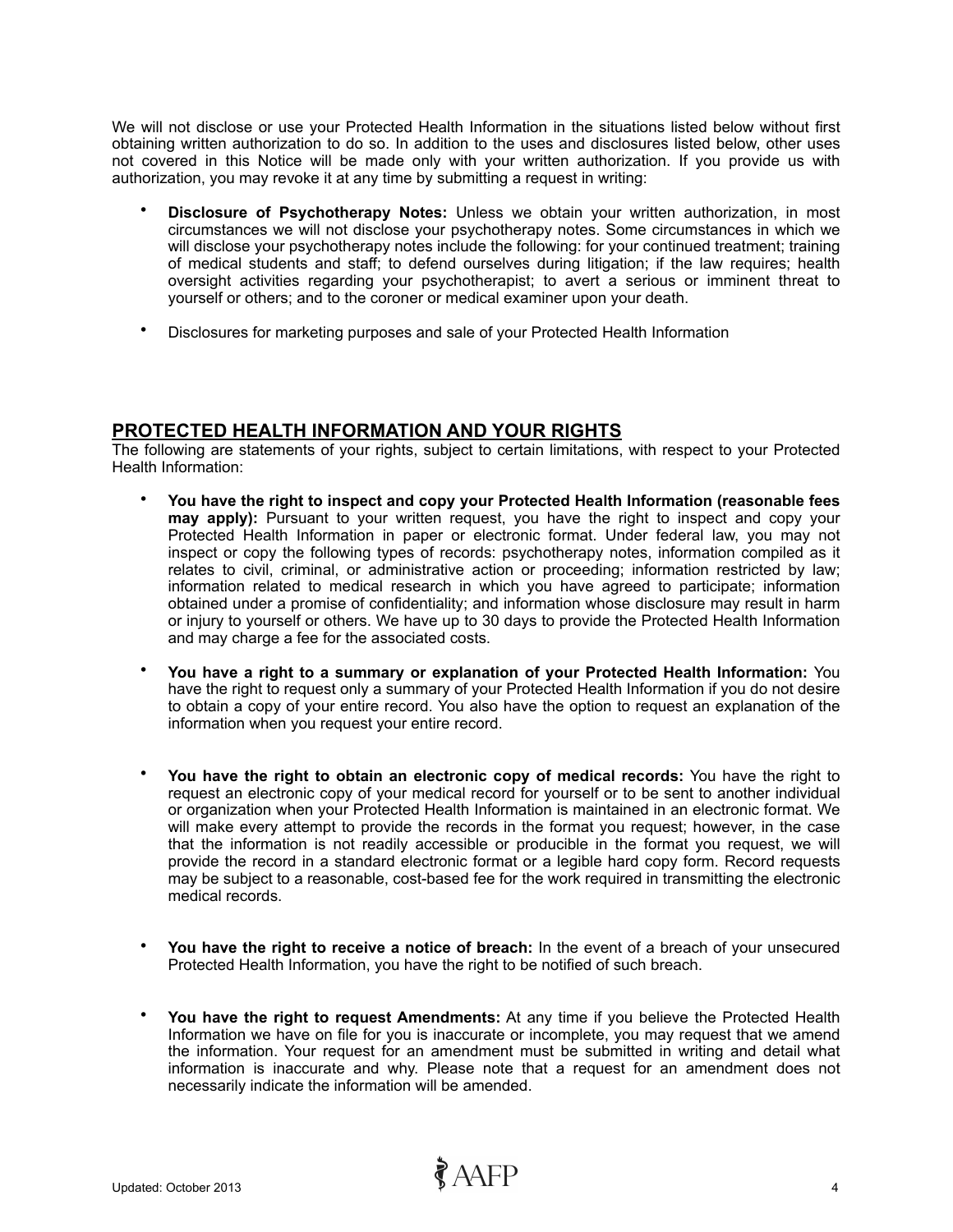We will not disclose or use your Protected Health Information in the situations listed below without first obtaining written authorization to do so. In addition to the uses and disclosures listed below, other uses not covered in this Notice will be made only with your written authorization. If you provide us with authorization, you may revoke it at any time by submitting a request in writing:

- **Disclosure of Psychotherapy Notes:** Unless we obtain your written authorization, in most circumstances we will not disclose your psychotherapy notes. Some circumstances in which we will disclose your psychotherapy notes include the following: for your continued treatment; training of medical students and staff; to defend ourselves during litigation; if the law requires; health oversight activities regarding your psychotherapist; to avert a serious or imminent threat to yourself or others; and to the coroner or medical examiner upon your death.

- Disclosures for marketing purposes and sale of your Protected Health Information

## PROTECTED HEALTH INFORMATION AND YOUR RIGHTS

The following are statements of your rights, subject to certain limitations, with respect to your Protected Health Information:

- **You have the right to inspect and copy your Protected Health Information (reasonable fees may apply):** Pursuant to your written request, you have the right to inspect and copy your Protected Health Information in paper or electronic format. Under federal law, you may not inspect or copy the following types of records: psychotherapy notes, information compiled as it relates to civil, criminal, or administrative action or proceeding; information restricted by law; information related to medical research in which you have agreed to participate; information obtained under a promise of confidentiality; and information whose disclosure may result in harm or injury to yourself or others. We have up to 30 days to provide the Protected Health Information and may charge a fee for the associated costs.

- **You have a right to a summary or explanation of your Protected Health Information:** You have the right to request only a summary of your Protected Health Information if you do not desire to obtain a copy of your entire record. You also have the option to request an explanation of the information when you request your entire record.

- **You have the right to obtain an electronic copy of medical records:** You have the right to request an electronic copy of your medical record for yourself or to be sent to another individual or organization when your Protected Health Information is maintained in an electronic format. We will make every attempt to provide the records in the format you request; however, in the case that the information is not readily accessible or producible in the format you request, we will provide the record in a standard electronic format or a legible hard copy form. Record requests may be subject to a reasonable, cost-based fee for the work required in transmitting the electronic medical records.

- **You have the right to receive a notice of breach:** In the event of a breach of your unsecured Protected Health Information, you have the right to be notified of such breach.

- **You have the right to request Amendments:** At any time if you believe the Protected Health Information we have on file for you is inaccurate or incomplete, you may request that we amend the information. Your request for an amendment must be submitted in writing and detail what information is inaccurate and why. Please note that a request for an amendment does not necessarily indicate the information will be amended.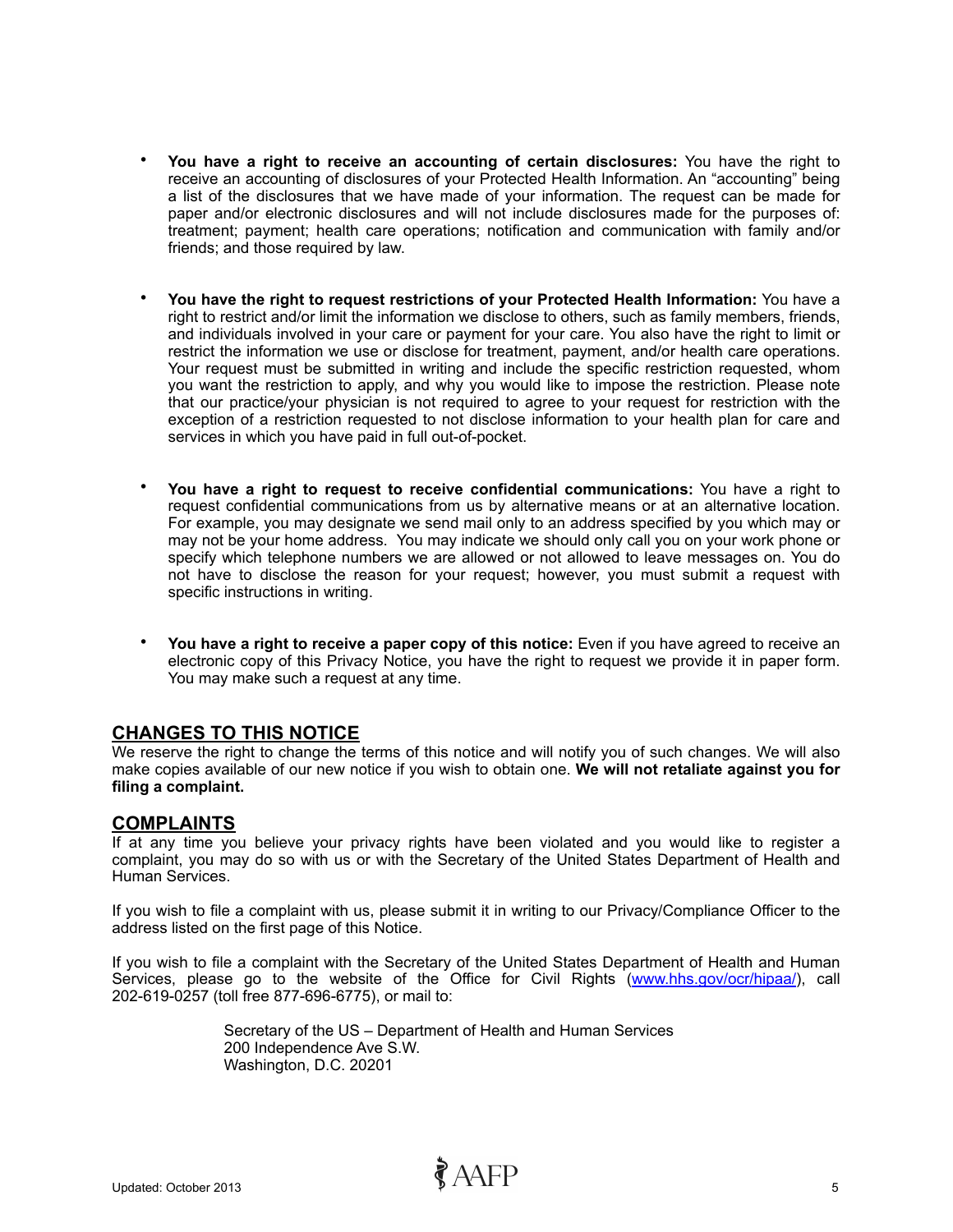- **You have a right to receive an accounting of certain disclosures:** You have the right to receive an accounting of disclosures of your Protected Health Information. An "accounting" being a list of the disclosures that we have made of your information. The request can be made for paper and/or electronic disclosures and will not include disclosures made for the purposes of: treatment; payment; health care operations; notification and communication with family and/or friends; and those required by law.

- **You have the right to request restrictions of your Protected Health Information:** You have a right to restrict and/or limit the information we disclose to others, such as family members, friends, and individuals involved in your care or payment for your care. You also have the right to limit or restrict the information we use or disclose for treatment, payment, and/or health care operations. Your request must be submitted in writing and include the specific restriction requested, whom you want the restriction to apply, and why you would like to impose the restriction. Please note that our practice/your physician is not required to agree to your request for restriction with the exception of a restriction requested to not disclose information to your health plan for care and services in which you have paid in full out-of-pocket.

- **You have a right to request to receive confidential communications:** You have a right to request confidential communications from us by alternative means or at an alternative location. For example, you may designate we send mail only to an address specified by you which may or may not be your home address. You may indicate we should only call you on your work phone or specify which telephone numbers we are allowed or not allowed to leave messages on. You do not have to disclose the reason for your request; however, you must submit a request with specific instructions in writing.

- **You have a right to receive a paper copy of this notice:** Even if you have agreed to receive an electronic copy of this Privacy Notice, you have the right to request we provide it in paper form. You may make such a request at any time.

## CHANGES TO THIS NOTICE

We reserve the right to change the terms of this notice and will notify you of such changes. We will also make copies available of our new notice if you wish to obtain one. **We will not retaliate against you for filing a complaint.**

## COMPLAINTS

If at any time you believe your privacy rights have been violated and you would like to register a complaint, you may do so with us or with the Secretary of the United States Department of Health and Human Services.

If you wish to file a complaint with us, please submit it in writing to our Privacy/Compliance Officer to the address listed on the first page of this Notice.

If you wish to file a complaint with the Secretary of the United States Department of Health and Human Services, please go to the website of the Office for Civil Rights (www.hhs.gov/ocr/hipaa/), call 202-619-0257 (toll free 877-696-6775), or mail to:

Secretary of the US – Department of Health and Human Services
200 Independence Ave S.W.
Washington, D.C. 20201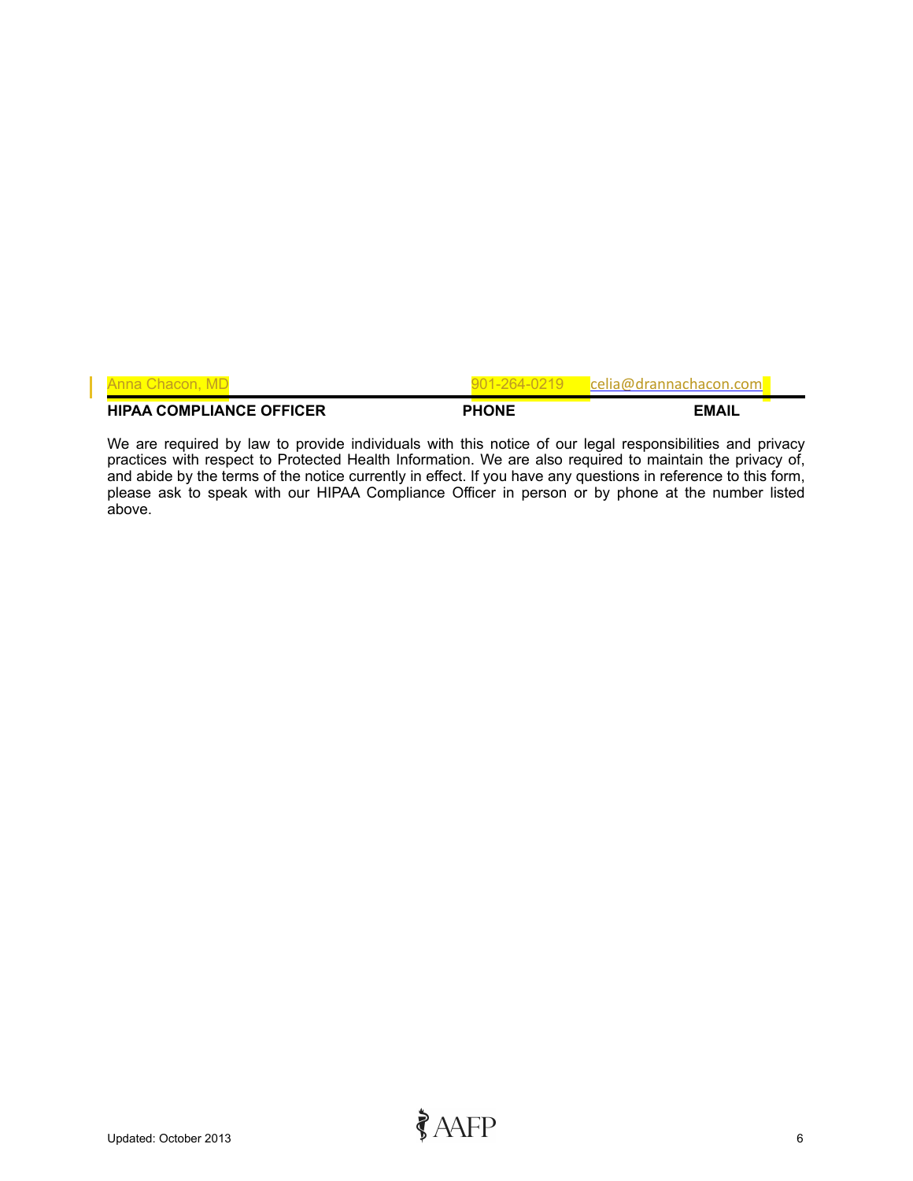| Anna Chacon, MD | 901-264-0219 | celia@drannachacon.com |
| --- | --- | --- |
| **HIPAA COMPLIANCE OFFICER** | **PHONE** | **EMAIL** |

We are required by law to provide individuals with this notice of our legal responsibilities and privacy practices with respect to Protected Health Information. We are also required to maintain the privacy of, and abide by the terms of the notice currently in effect. If you have any questions in reference to this form, please ask to speak with our HIPAA Compliance Officer in person or by phone at the number listed above.

Updated: October 2013